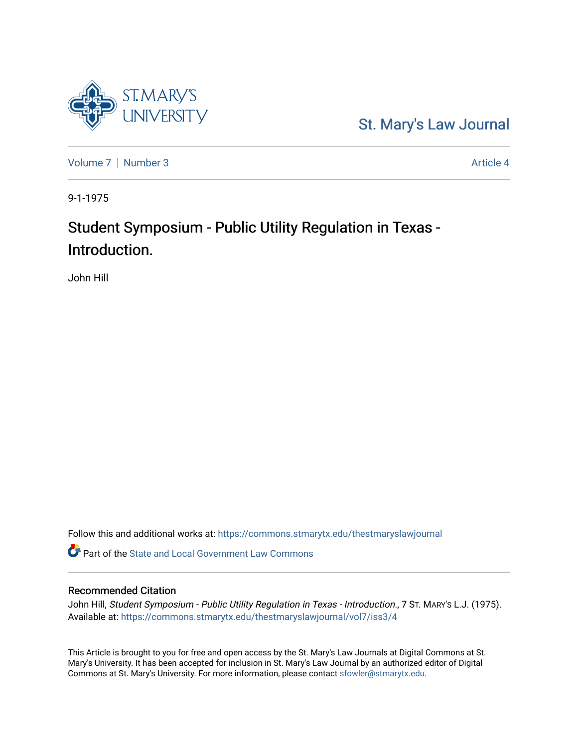St. Mary's Law Journal

Volume 7 | Number 3 Article 4

9-1-1975

# Student Symposium - Public Utility Regulation in Texas - Introduction.

John Hill

Follow this and additional works at: https://commons.stmarytx.edu/thestmaryslawjournal

Part of the State and Local Government Law Commons

## Recommended Citation

John Hill, *Student Symposium - Public Utility Regulation in Texas - Introduction.*, 7 St. Mary's L.J. (1975).
Available at: https://commons.stmarytx.edu/thestmaryslawjournal/vol7/iss3/4

This Article is brought to you for free and open access by the St. Mary's Law Journals at Digital Commons at St. Mary's University. It has been accepted for inclusion in St. Mary's Law Journal by an authorized editor of Digital Commons at St. Mary's University. For more information, please contact sfowler@stmarytx.edu.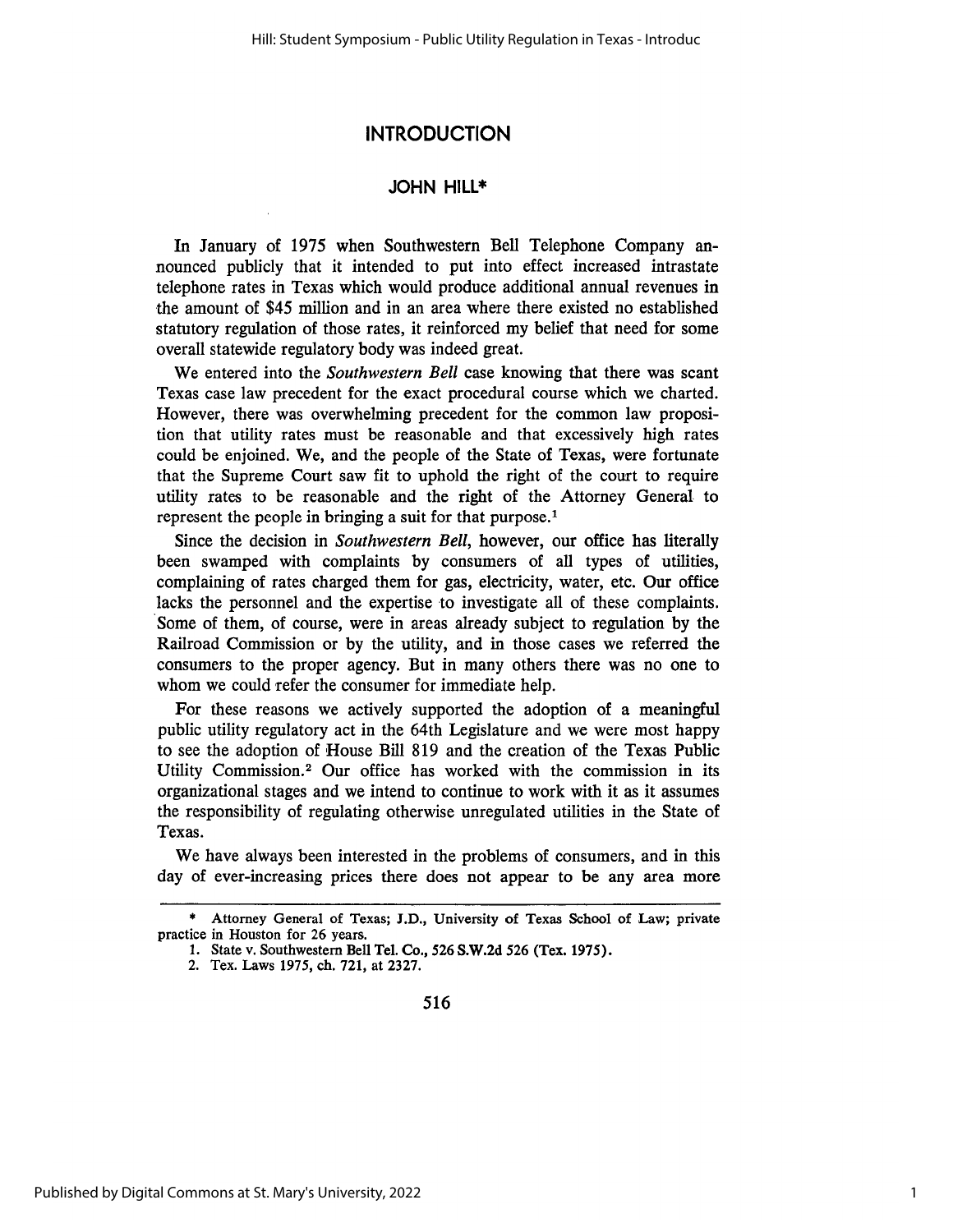# INTRODUCTION

## JOHN HILL*

In January of 1975 when Southwestern Bell Telephone Company announced publicly that it intended to put into effect increased intrastate telephone rates in Texas which would produce additional annual revenues in the amount of $45 million and in an area where there existed no established statutory regulation of those rates, it reinforced my belief that need for some overall statewide regulatory body was indeed great.

We entered into the *Southwestern Bell* case knowing that there was scant Texas case law precedent for the exact procedural course which we charted. However, there was overwhelming precedent for the common law proposition that utility rates must be reasonable and that excessively high rates could be enjoined. We, and the people of the State of Texas, were fortunate that the Supreme Court saw fit to uphold the right of the court to require utility rates to be reasonable and the right of the Attorney General to represent the people in bringing a suit for that purpose.[1]

Since the decision in *Southwestern Bell*, however, our office has literally been swamped with complaints by consumers of all types of utilities, complaining of rates charged them for gas, electricity, water, etc. Our office lacks the personnel and the expertise to investigate all of these complaints. Some of them, of course, were in areas already subject to regulation by the Railroad Commission or by the utility, and in those cases we referred the consumers to the proper agency. But in many others there was no one to whom we could refer the consumer for immediate help.

For these reasons we actively supported the adoption of a meaningful public utility regulatory act in the 64th Legislature and we were most happy to see the adoption of House Bill 819 and the creation of the Texas Public Utility Commission.[2] Our office has worked with the commission in its organizational stages and we intend to continue to work with it as it assumes the responsibility of regulating otherwise unregulated utilities in the State of Texas.

We have always been interested in the problems of consumers, and in this day of ever-increasing prices there does not appear to be any area more

---

\* Attorney General of Texas; J.D., University of Texas School of Law; private practice in Houston for 26 years.

1. State v. Southwestern Bell Tel. Co., 526 S.W.2d 526 (Tex. 1975).
2. Tex. Laws 1975, ch. 721, at 2327.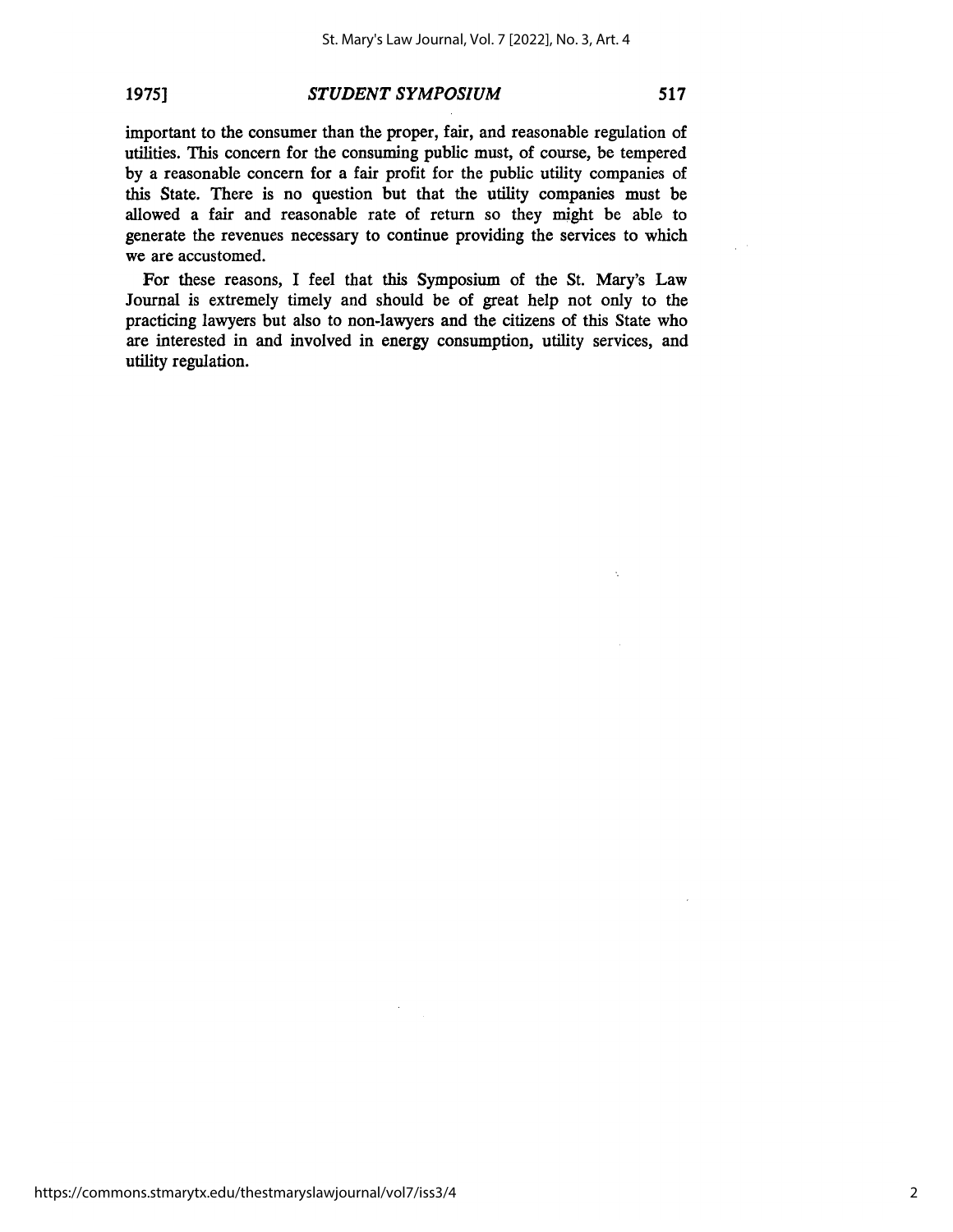important to the consumer than the proper, fair, and reasonable regulation of utilities. This concern for the consuming public must, of course, be tempered by a reasonable concern for a fair profit for the public utility companies of this State. There is no question but that the utility companies must be allowed a fair and reasonable rate of return so they might be able to generate the revenues necessary to continue providing the services to which we are accustomed.

For these reasons, I feel that this Symposium of the St. Mary's Law Journal is extremely timely and should be of great help not only to the practicing lawyers but also to non-lawyers and the citizens of this State who are interested in and involved in energy consumption, utility services, and utility regulation.